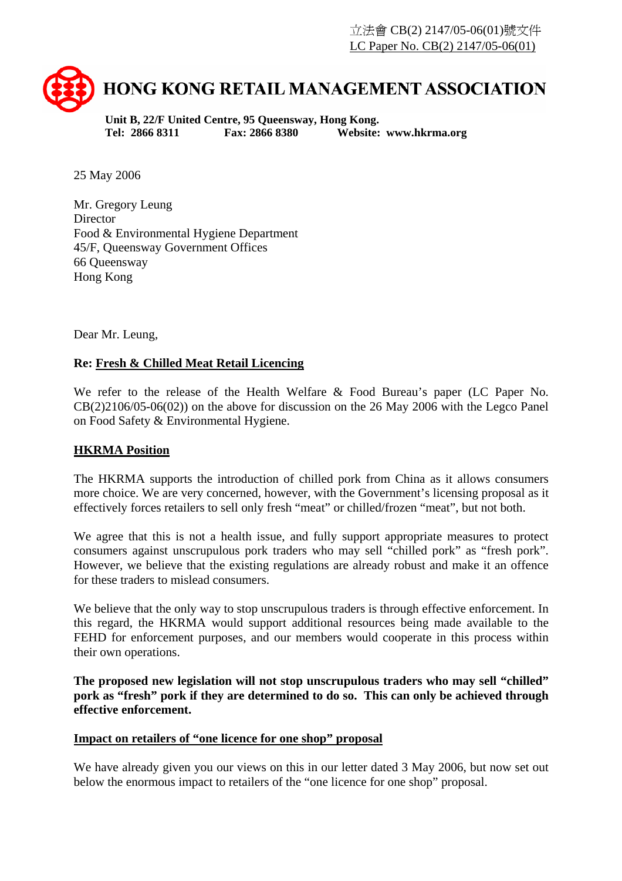立法會 CB(2) 2147/05-06(01)號文件
LC Paper No. CB(2) 2147/05-06(01)

# HONG KONG RETAIL MANAGEMENT ASSOCIATION

**Unit B, 22/F United Centre, 95 Queensway, Hong Kong.**
**Tel: 2866 8311 Fax: 2866 8380 Website: www.hkrma.org**

25 May 2006

Mr. Gregory Leung
Director
Food & Environmental Hygiene Department
45/F, Queensway Government Offices
66 Queensway
Hong Kong

Dear Mr. Leung,

**Re: Fresh & Chilled Meat Retail Licencing**

We refer to the release of the Health Welfare & Food Bureau's paper (LC Paper No. CB(2)2106/05-06(02)) on the above for discussion on the 26 May 2006 with the Legco Panel on Food Safety & Environmental Hygiene.

**HKRMA Position**

The HKRMA supports the introduction of chilled pork from China as it allows consumers more choice. We are very concerned, however, with the Government's licensing proposal as it effectively forces retailers to sell only fresh "meat" or chilled/frozen "meat", but not both.

We agree that this is not a health issue, and fully support appropriate measures to protect consumers against unscrupulous pork traders who may sell "chilled pork" as "fresh pork". However, we believe that the existing regulations are already robust and make it an offence for these traders to mislead consumers.

We believe that the only way to stop unscrupulous traders is through effective enforcement. In this regard, the HKRMA would support additional resources being made available to the FEHD for enforcement purposes, and our members would cooperate in this process within their own operations.

**The proposed new legislation will not stop unscrupulous traders who may sell "chilled" pork as "fresh" pork if they are determined to do so. This can only be achieved through effective enforcement.**

**Impact on retailers of "one licence for one shop" proposal**

We have already given you our views on this in our letter dated 3 May 2006, but now set out below the enormous impact to retailers of the "one licence for one shop" proposal.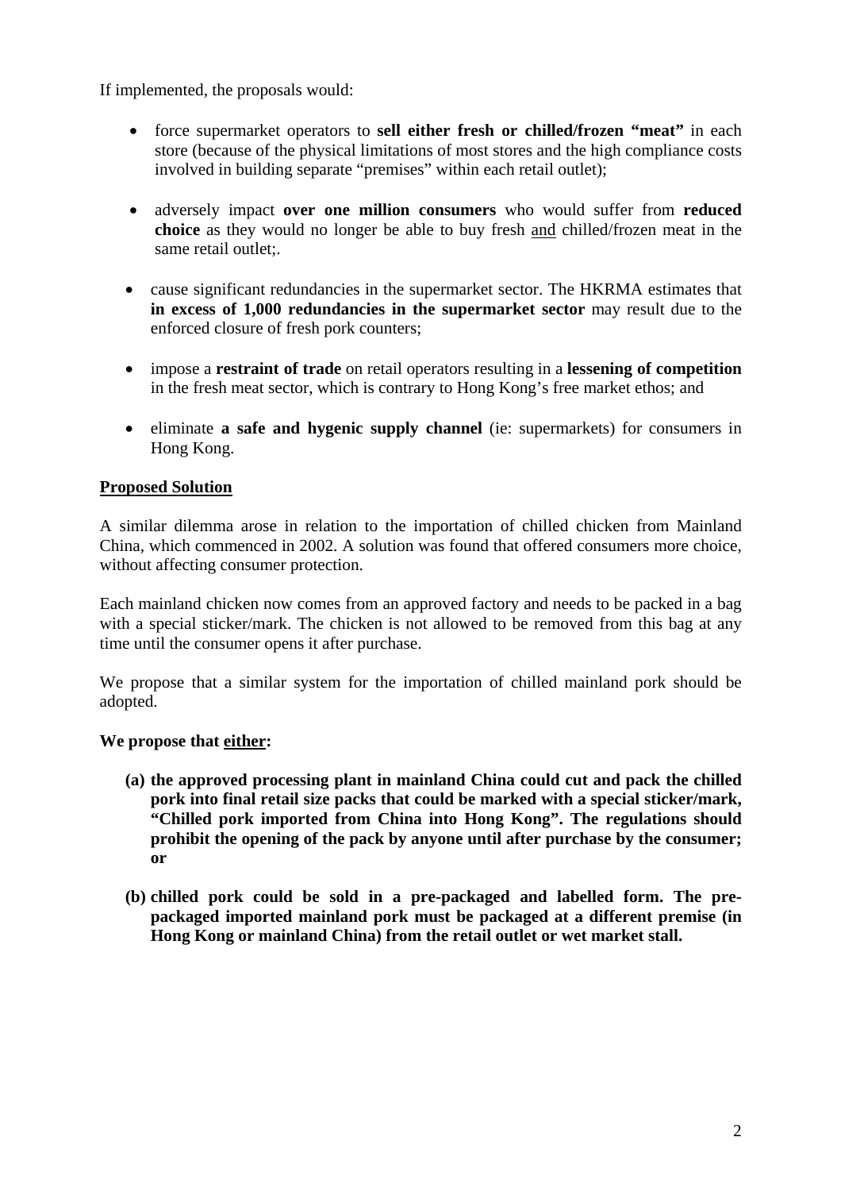If implemented, the proposals would:

- force supermarket operators to **sell either fresh or chilled/frozen "meat"** in each store (because of the physical limitations of most stores and the high compliance costs involved in building separate "premises" within each retail outlet);
- adversely impact **over one million consumers** who would suffer from **reduced choice** as they would no longer be able to buy fresh and chilled/frozen meat in the same retail outlet;.
- cause significant redundancies in the supermarket sector. The HKRMA estimates that **in excess of 1,000 redundancies in the supermarket sector** may result due to the enforced closure of fresh pork counters;
- impose a **restraint of trade** on retail operators resulting in a **lessening of competition** in the fresh meat sector, which is contrary to Hong Kong's free market ethos; and
- eliminate **a safe and hygenic supply channel** (ie: supermarkets) for consumers in Hong Kong.

## Proposed Solution

A similar dilemma arose in relation to the importation of chilled chicken from Mainland China, which commenced in 2002. A solution was found that offered consumers more choice, without affecting consumer protection.

Each mainland chicken now comes from an approved factory and needs to be packed in a bag with a special sticker/mark. The chicken is not allowed to be removed from this bag at any time until the consumer opens it after purchase.

We propose that a similar system for the importation of chilled mainland pork should be adopted.

**We propose that either:**

**(a) the approved processing plant in mainland China could cut and pack the chilled pork into final retail size packs that could be marked with a special sticker/mark, "Chilled pork imported from China into Hong Kong". The regulations should prohibit the opening of the pack by anyone until after purchase by the consumer; or**

**(b) chilled pork could be sold in a pre-packaged and labelled form. The pre-packaged imported mainland pork must be packaged at a different premise (in Hong Kong or mainland China) from the retail outlet or wet market stall.**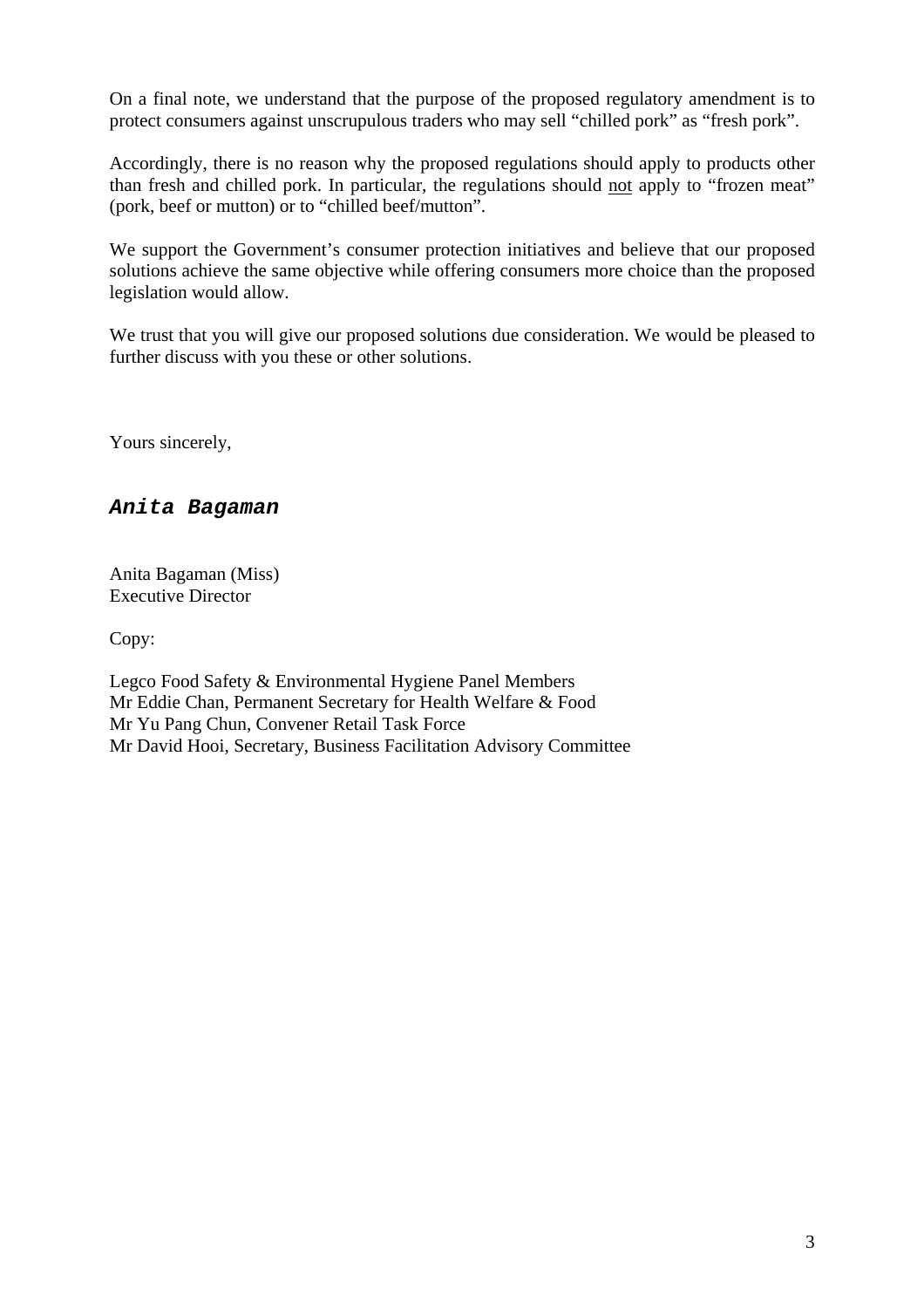On a final note, we understand that the purpose of the proposed regulatory amendment is to protect consumers against unscrupulous traders who may sell "chilled pork" as "fresh pork".

Accordingly, there is no reason why the proposed regulations should apply to products other than fresh and chilled pork. In particular, the regulations should <u>not</u> apply to "frozen meat" (pork, beef or mutton) or to "chilled beef/mutton".

We support the Government's consumer protection initiatives and believe that our proposed solutions achieve the same objective while offering consumers more choice than the proposed legislation would allow.

We trust that you will give our proposed solutions due consideration. We would be pleased to further discuss with you these or other solutions.

Yours sincerely,

***Anita Bagaman***

Anita Bagaman (Miss)
Executive Director

Copy:

Legco Food Safety & Environmental Hygiene Panel Members
Mr Eddie Chan, Permanent Secretary for Health Welfare & Food
Mr Yu Pang Chun, Convener Retail Task Force
Mr David Hooi, Secretary, Business Facilitation Advisory Committee